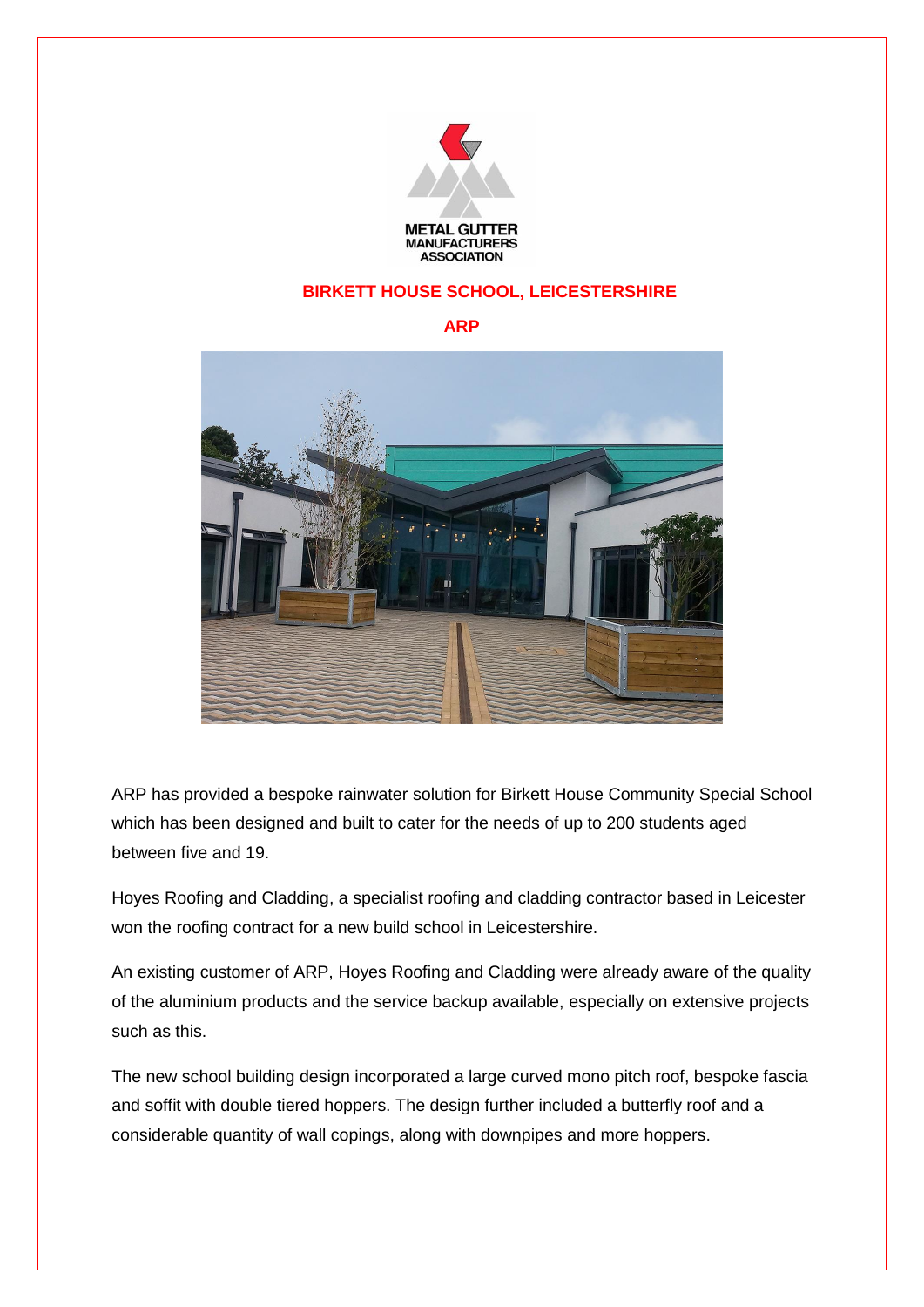METAL GUTTER MANUFACTURERS ASSOCIATION

# BIRKETT HOUSE SCHOOL, LEICESTERSHIRE

## ARP

ARP has provided a bespoke rainwater solution for Birkett House Community Special School which has been designed and built to cater for the needs of up to 200 students aged between five and 19.

Hoyes Roofing and Cladding, a specialist roofing and cladding contractor based in Leicester won the roofing contract for a new build school in Leicestershire.

An existing customer of ARP, Hoyes Roofing and Cladding were already aware of the quality of the aluminium products and the service backup available, especially on extensive projects such as this.

The new school building design incorporated a large curved mono pitch roof, bespoke fascia and soffit with double tiered hoppers. The design further included a butterfly roof and a considerable quantity of wall copings, along with downpipes and more hoppers.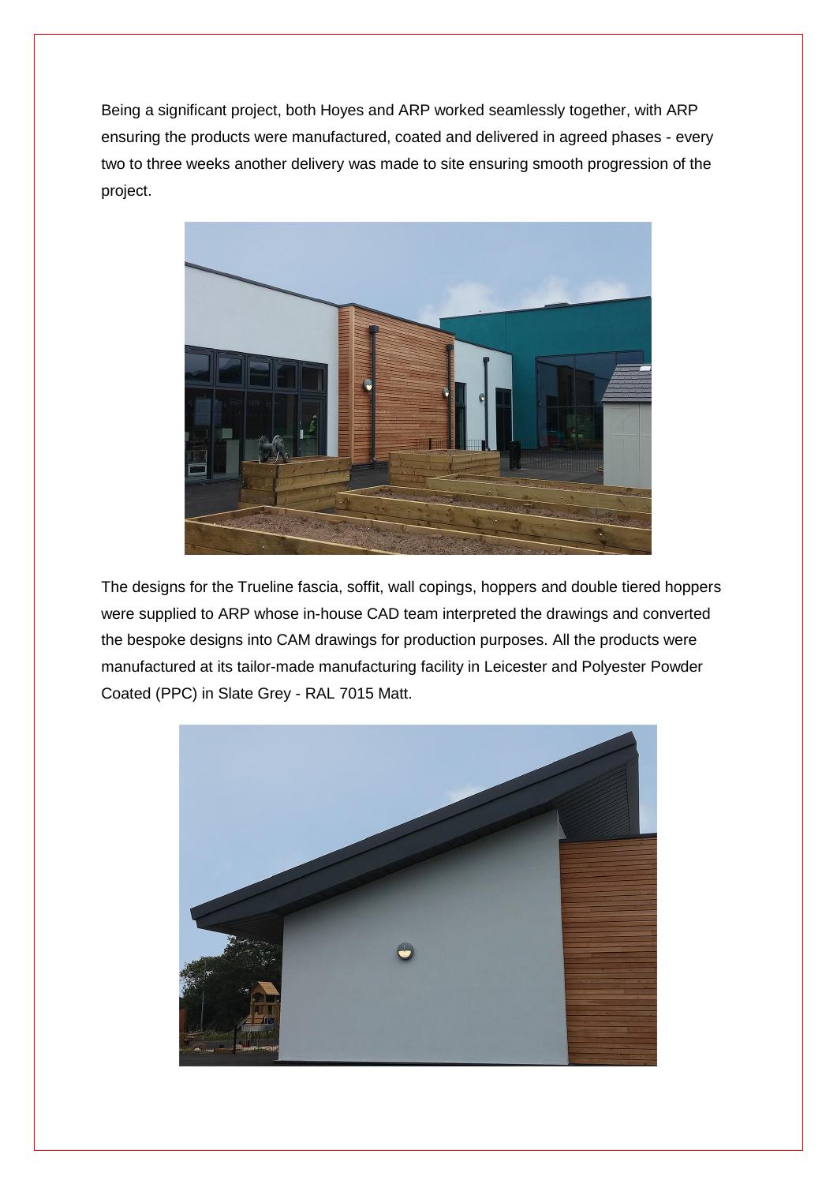Being a significant project, both Hoyes and ARP worked seamlessly together, with ARP ensuring the products were manufactured, coated and delivered in agreed phases - every two to three weeks another delivery was made to site ensuring smooth progression of the project.

The designs for the Trueline fascia, soffit, wall copings, hoppers and double tiered hoppers were supplied to ARP whose in-house CAD team interpreted the drawings and converted the bespoke designs into CAM drawings for production purposes. All the products were manufactured at its tailor-made manufacturing facility in Leicester and Polyester Powder Coated (PPC) in Slate Grey - RAL 7015 Matt.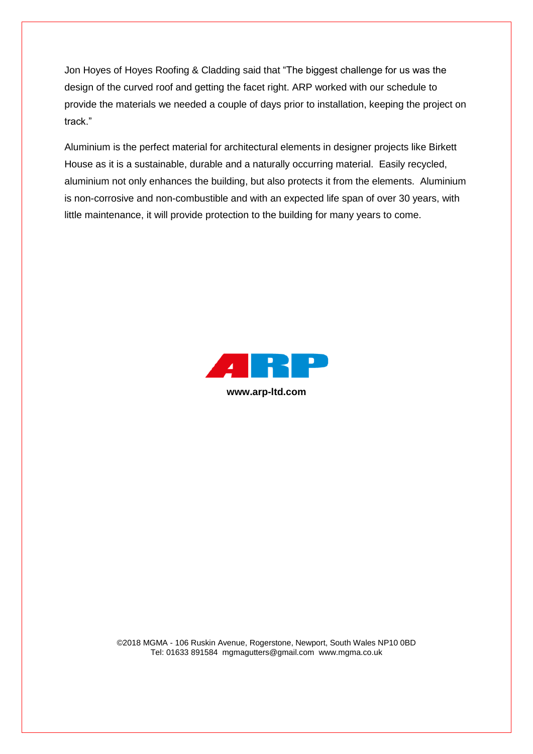Jon Hoyes of Hoyes Roofing & Cladding said that "The biggest challenge for us was the design of the curved roof and getting the facet right. ARP worked with our schedule to provide the materials we needed a couple of days prior to installation, keeping the project on track."

Aluminium is the perfect material for architectural elements in designer projects like Birkett House as it is a sustainable, durable and a naturally occurring material. Easily recycled, aluminium not only enhances the building, but also protects it from the elements. Aluminium is non-corrosive and non-combustible and with an expected life span of over 30 years, with little maintenance, it will provide protection to the building for many years to come.

ARP

**www.arp-ltd.com**

©2018 MGMA - 106 Ruskin Avenue, Rogerstone, Newport, South Wales NP10 0BD
Tel: 01633 891584 mgmagutters@gmail.com www.mgma.co.uk